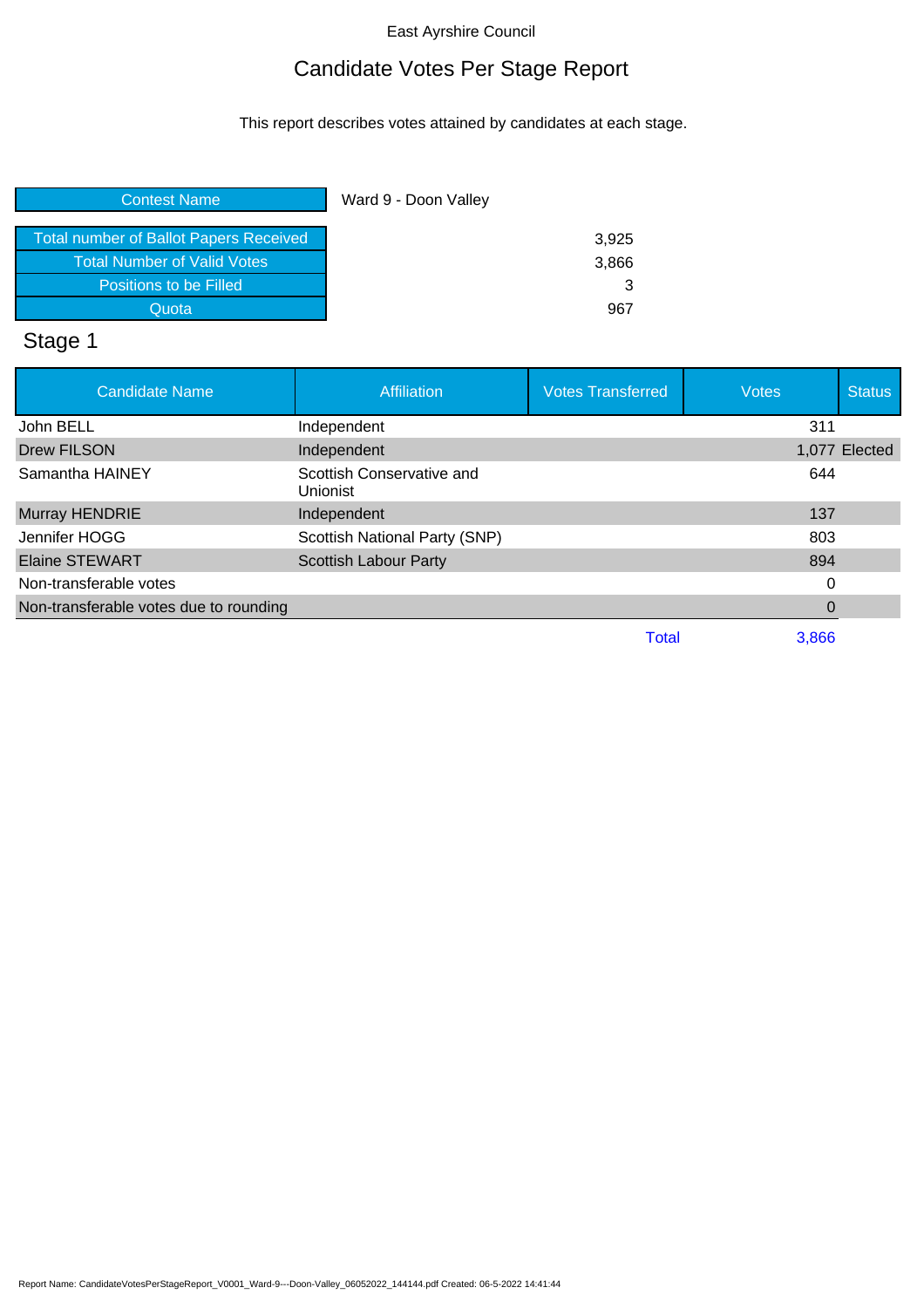East Ayrshire Council

# Candidate Votes Per Stage Report

This report describes votes attained by candidates at each stage.

| Contest Name | Ward 9 - Doon Valley |
|---|---|
| Total number of Ballot Papers Received | 3,925 |
| Total Number of Valid Votes | 3,866 |
| Positions to be Filled | 3 |
| Quota | 967 |

## Stage 1

| Candidate Name | Affiliation | Votes Transferred | Votes | Status |
|---|---|---|---|---|
| John BELL | Independent | | 311 | |
| Drew FILSON | Independent | | 1,077 | Elected |
| Samantha HAINEY | Scottish Conservative and Unionist | | 644 | |
| Murray HENDRIE | Independent | | 137 | |
| Jennifer HOGG | Scottish National Party (SNP) | | 803 | |
| Elaine STEWART | Scottish Labour Party | | 894 | |
| Non-transferable votes | | | 0 | |
| Non-transferable votes due to rounding | | | 0 | |
| | | Total | 3,866 | |

Report Name: CandidateVotesPerStageReport_V0001_Ward-9---Doon-Valley_06052022_144144.pdf Created: 06-5-2022 14:41:44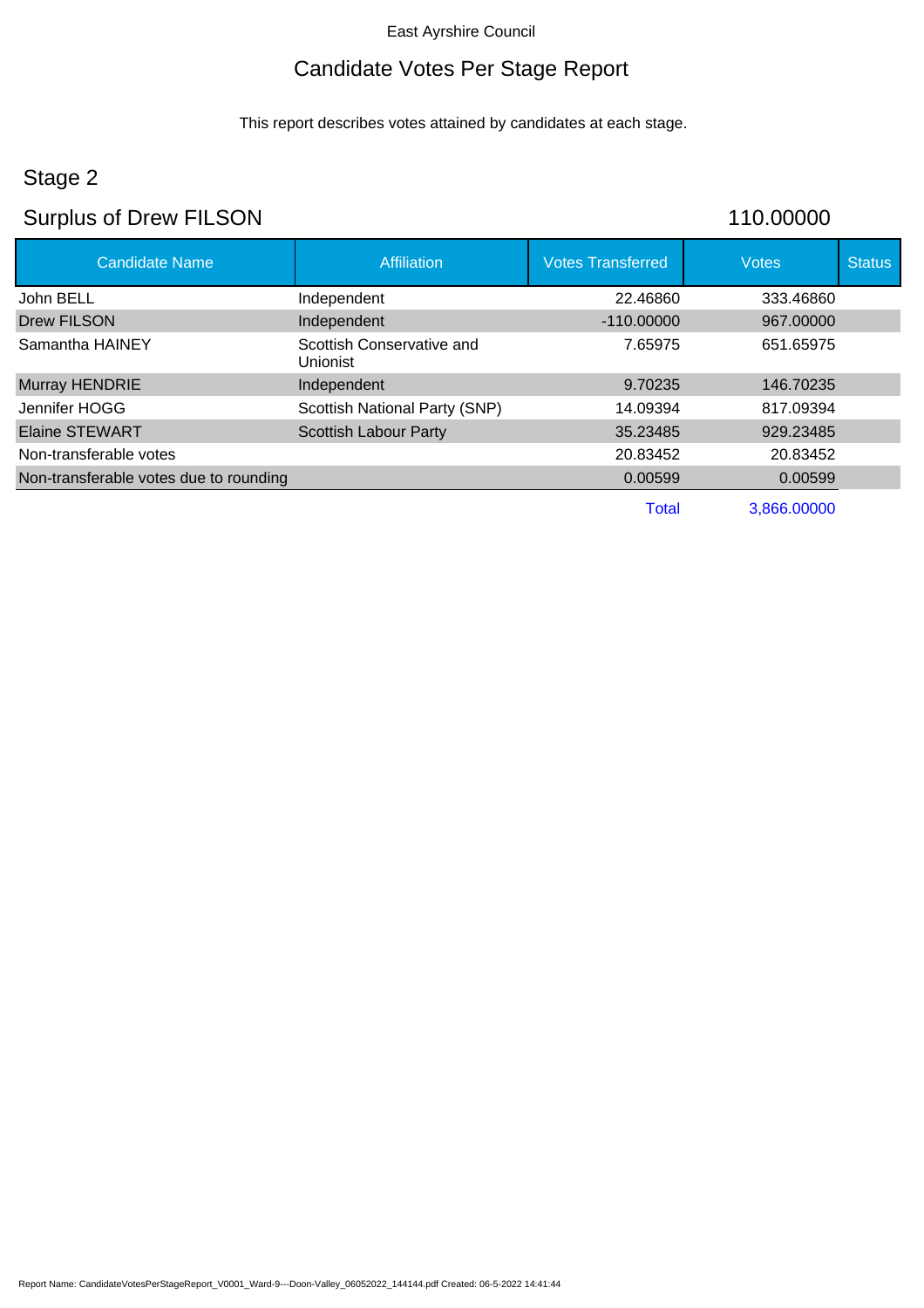East Ayrshire Council

# Candidate Votes Per Stage Report

This report describes votes attained by candidates at each stage.

## Stage 2

## Surplus of Drew FILSON 110.00000

| Candidate Name | Affiliation | Votes Transferred | Votes | Status |
|---|---|---|---|---|
| John BELL | Independent | 22.46860 | 333.46860 | |
| Drew FILSON | Independent | -110.00000 | 967.00000 | |
| Samantha HAINEY | Scottish Conservative and Unionist | 7.65975 | 651.65975 | |
| Murray HENDRIE | Independent | 9.70235 | 146.70235 | |
| Jennifer HOGG | Scottish National Party (SNP) | 14.09394 | 817.09394 | |
| Elaine STEWART | Scottish Labour Party | 35.23485 | 929.23485 | |
| Non-transferable votes | | 20.83452 | 20.83452 | |
| Non-transferable votes due to rounding | | 0.00599 | 0.00599 | |
| | | Total | 3,866.00000 | |

Report Name: CandidateVotesPerStageReport_V0001_Ward-9---Doon-Valley_06052022_144144.pdf Created: 06-5-2022 14:41:44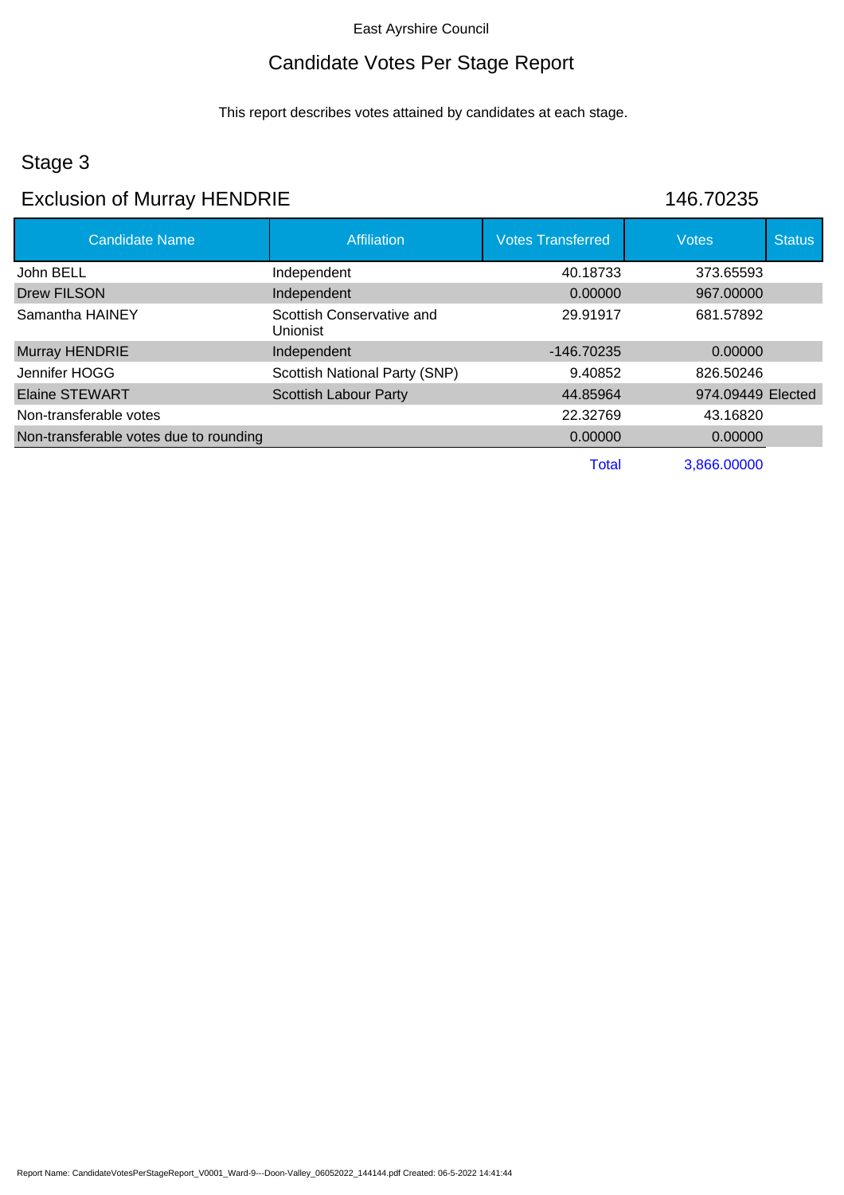East Ayrshire Council

# Candidate Votes Per Stage Report

This report describes votes attained by candidates at each stage.

## Stage 3

## Exclusion of Murray HENDRIE 146.70235

| Candidate Name | Affiliation | Votes Transferred | Votes | Status |
|---|---|---|---|---|
| John BELL | Independent | 40.18733 | 373.65593 | |
| Drew FILSON | Independent | 0.00000 | 967.00000 | |
| Samantha HAINEY | Scottish Conservative and Unionist | 29.91917 | 681.57892 | |
| Murray HENDRIE | Independent | -146.70235 | 0.00000 | |
| Jennifer HOGG | Scottish National Party (SNP) | 9.40852 | 826.50246 | |
| Elaine STEWART | Scottish Labour Party | 44.85964 | 974.09449 | Elected |
| Non-transferable votes | | 22.32769 | 43.16820 | |
| Non-transferable votes due to rounding | | 0.00000 | 0.00000 | |
| | | Total | 3,866.00000 | |

Report Name: CandidateVotesPerStageReport_V0001_Ward-9---Doon-Valley_06052022_144144.pdf Created: 06-5-2022 14:41:44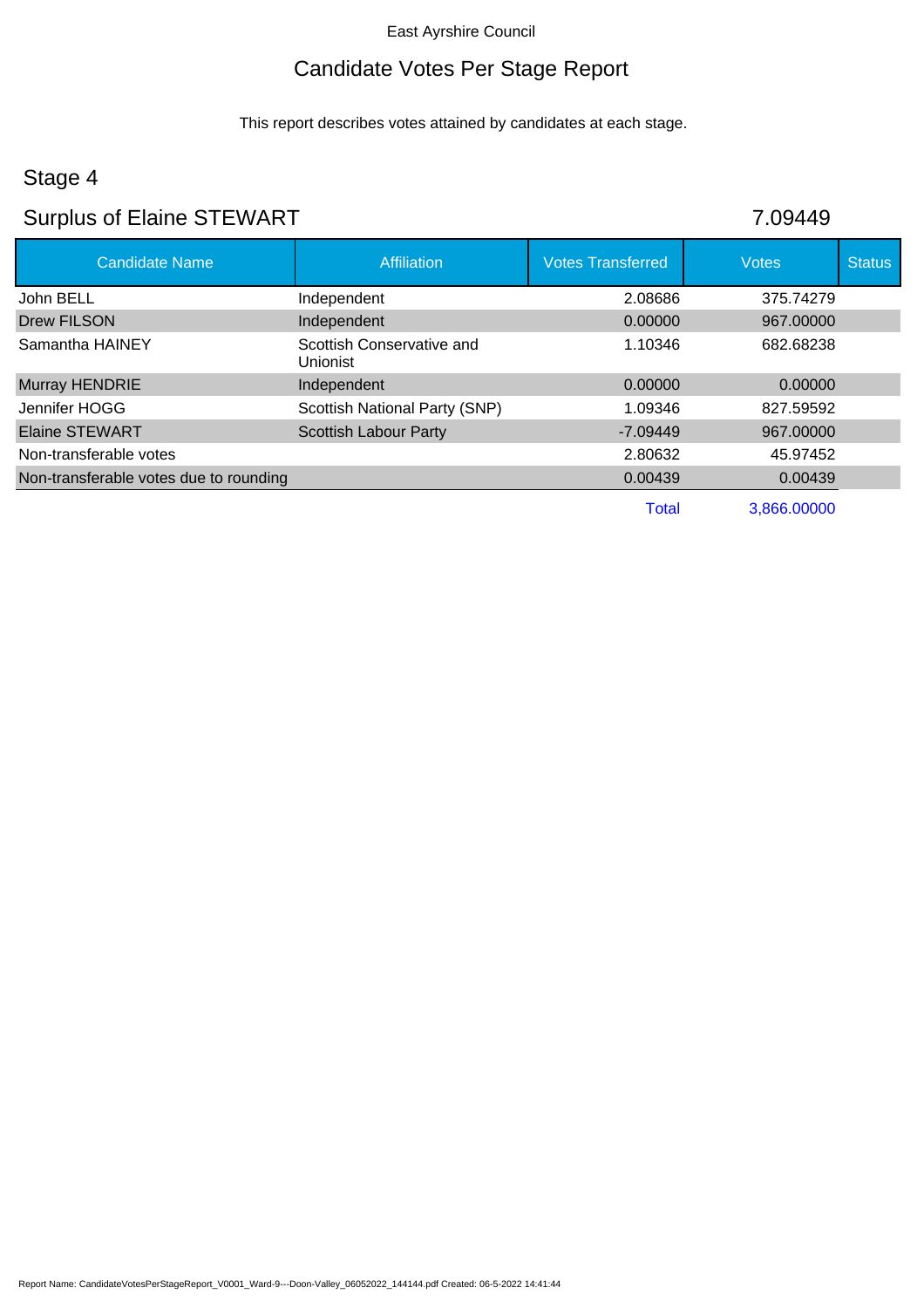East Ayrshire Council

# Candidate Votes Per Stage Report

This report describes votes attained by candidates at each stage.

## Stage 4

## Surplus of Elaine STEWART 7.09449

| Candidate Name | Affiliation | Votes Transferred | Votes | Status |
|---|---|---|---|---|
| John BELL | Independent | 2.08686 | 375.74279 | |
| Drew FILSON | Independent | 0.00000 | 967.00000 | |
| Samantha HAINEY | Scottish Conservative and Unionist | 1.10346 | 682.68238 | |
| Murray HENDRIE | Independent | 0.00000 | 0.00000 | |
| Jennifer HOGG | Scottish National Party (SNP) | 1.09346 | 827.59592 | |
| Elaine STEWART | Scottish Labour Party | -7.09449 | 967.00000 | |
| Non-transferable votes | | 2.80632 | 45.97452 | |
| Non-transferable votes due to rounding | | 0.00439 | 0.00439 | |
| | | Total | 3,866.00000 | |

Report Name: CandidateVotesPerStageReport_V0001_Ward-9---Doon-Valley_06052022_144144.pdf Created: 06-5-2022 14:41:44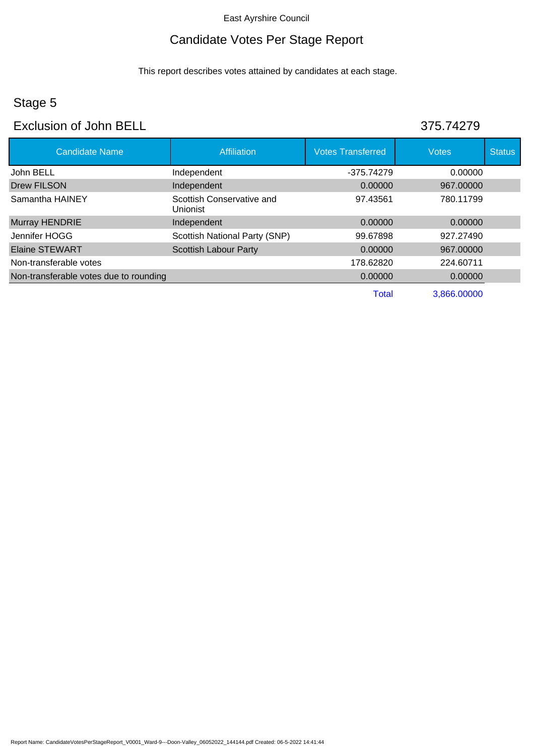East Ayrshire Council

# Candidate Votes Per Stage Report

This report describes votes attained by candidates at each stage.

## Stage 5

## Exclusion of John BELL 375.74279

| Candidate Name | Affiliation | Votes Transferred | Votes | Status |
|---|---|---|---|---|
| John BELL | Independent | -375.74279 | 0.00000 | |
| Drew FILSON | Independent | 0.00000 | 967.00000 | |
| Samantha HAINEY | Scottish Conservative and Unionist | 97.43561 | 780.11799 | |
| Murray HENDRIE | Independent | 0.00000 | 0.00000 | |
| Jennifer HOGG | Scottish National Party (SNP) | 99.67898 | 927.27490 | |
| Elaine STEWART | Scottish Labour Party | 0.00000 | 967.00000 | |
| Non-transferable votes | | 178.62820 | 224.60711 | |
| Non-transferable votes due to rounding | | 0.00000 | 0.00000 | |
| | | Total | 3,866.00000 | |

Report Name: CandidateVotesPerStageReport_V0001_Ward-9---Doon-Valley_06052022_144144.pdf Created: 06-5-2022 14:41:44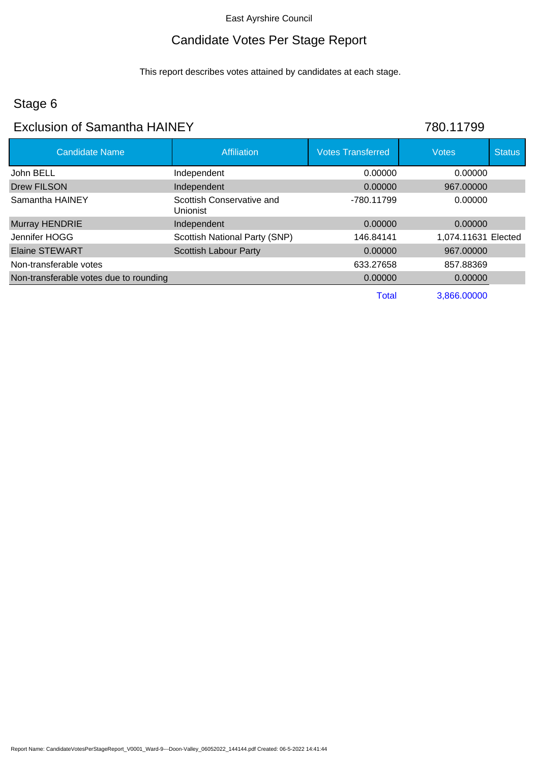East Ayrshire Council

# Candidate Votes Per Stage Report

This report describes votes attained by candidates at each stage.

## Stage 6

## Exclusion of Samantha HAINEY 780.11799

| Candidate Name | Affiliation | Votes Transferred | Votes | Status |
|---|---|---|---|---|
| John BELL | Independent | 0.00000 | 0.00000 | |
| Drew FILSON | Independent | 0.00000 | 967.00000 | |
| Samantha HAINEY | Scottish Conservative and Unionist | -780.11799 | 0.00000 | |
| Murray HENDRIE | Independent | 0.00000 | 0.00000 | |
| Jennifer HOGG | Scottish National Party (SNP) | 146.84141 | 1,074.11631 | Elected |
| Elaine STEWART | Scottish Labour Party | 0.00000 | 967.00000 | |
| Non-transferable votes | | 633.27658 | 857.88369 | |
| Non-transferable votes due to rounding | | 0.00000 | 0.00000 | |
| | | Total | 3,866.00000 | |

Report Name: CandidateVotesPerStageReport_V0001_Ward-9---Doon-Valley_06052022_144144.pdf Created: 06-5-2022 14:41:44